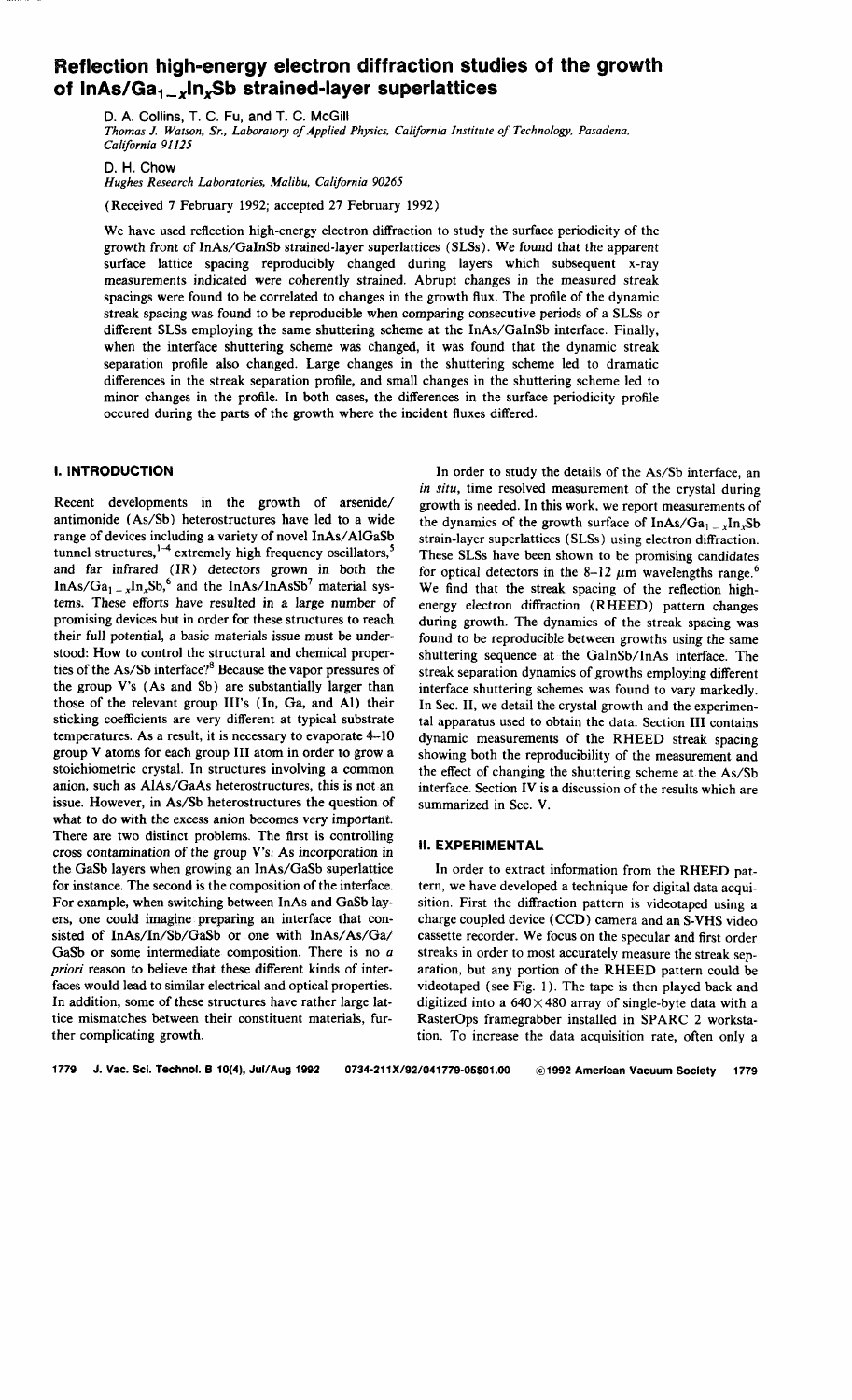# Reflection high-energy electron diffraction studies of the growth of InAs/$Ga_{1-x}In_xSb$ strained-layer superlattices

D. A. Collins, T. C. Fu, and T. C. McGill

*Thomas J. Watson, Sr., Laboratory of Applied Physics, California Institute of Technology, Pasadena, California 91125*

D. H. Chow

*Hughes Research Laboratories, Malibu, California 90265*

(Received 7 February 1992; accepted 27 February 1992)

We have used reflection high-energy electron diffraction to study the surface periodicity of the growth front of InAs/GaInSb strained-layer superlattices (SLSs). We found that the apparent surface lattice spacing reproducibly changed during layers which subsequent x-ray measurements indicated were coherently strained. Abrupt changes in the measured streak spacings were found to be correlated to changes in the growth flux. The profile of the dynamic streak spacing was found to be reproducible when comparing consecutive periods of a SLSs or different SLSs employing the same shuttering scheme at the InAs/GaInSb interface. Finally, when the interface shuttering scheme was changed, it was found that the dynamic streak separation profile also changed. Large changes in the shuttering scheme led to dramatic differences in the streak separation profile, and small changes in the shuttering scheme led to minor changes in the profile. In both cases, the differences in the surface periodicity profile occured during the parts of the growth where the incident fluxes differed.

## I. INTRODUCTION

Recent developments in the growth of arsenide/antimonide (As/Sb) heterostructures have led to a wide range of devices including a variety of novel InAs/AlGaSb tunnel structures,[1-4] extremely high frequency oscillators,[5] and far infrared (IR) detectors grown in both the InAs/$Ga_{1-x}In_xSb$,[6] and the InAs/InAsSb[7] material systems. These efforts have resulted in a large number of promising devices but in order for these structures to reach their full potential, a basic materials issue must be understood: How to control the structural and chemical properties of the As/Sb interface?[8] Because the vapor pressures of the group V's (As and Sb) are substantially larger than those of the relevant group III's (In, Ga, and Al) their sticking coefficients are very different at typical substrate temperatures. As a result, it is necessary to evaporate 4–10 group V atoms for each group III atom in order to grow a stoichiometric crystal. In structures involving a common anion, such as AlAs/GaAs heterostructures, this is not an issue. However, in As/Sb heterostructures the question of what to do with the excess anion becomes very important. There are two distinct problems. The first is controlling cross contamination of the group V's: As incorporation in the GaSb layers when growing an InAs/GaSb superlattice for instance. The second is the composition of the interface. For example, when switching between InAs and GaSb layers, one could imagine preparing an interface that consisted of InAs/In/Sb/GaSb or one with InAs/As/Ga/GaSb or some intermediate composition. There is no *a priori* reason to believe that these different kinds of interfaces would lead to similar electrical and optical properties. In addition, some of these structures have rather large lattice mismatches between their constituent materials, further complicating growth.

In order to study the details of the As/Sb interface, an *in situ*, time resolved measurement of the crystal during growth is needed. In this work, we report measurements of the dynamics of the growth surface of InAs/$Ga_{1-x}In_xSb$ strain-layer superlattices (SLSs) using electron diffraction. These SLSs have been shown to be promising candidates for optical detectors in the 8–12 $\mu$m wavelengths range.[6] We find that the streak spacing of the reflection high-energy electron diffraction (RHEED) pattern changes during growth. The dynamics of the streak spacing was found to be reproducible between growths using the same shuttering sequence at the GaInSb/InAs interface. The streak separation dynamics of growths employing different interface shuttering schemes was found to vary markedly. In Sec. II, we detail the crystal growth and the experimental apparatus used to obtain the data. Section III contains dynamic measurements of the RHEED streak spacing showing both the reproducibility of the measurement and the effect of changing the shuttering scheme at the As/Sb interface. Section IV is a discussion of the results which are summarized in Sec. V.

## II. EXPERIMENTAL

In order to extract information from the RHEED pattern, we have developed a technique for digital data acquisition. First the diffraction pattern is videotaped using a charge coupled device (CCD) camera and an S-VHS video cassette recorder. We focus on the specular and first order streaks in order to most accurately measure the streak separation, but any portion of the RHEED pattern could be videotaped (see Fig. 1). The tape is then played back and digitized into a 640×480 array of single-byte data with a RasterOps framegrabber installed in SPARC 2 workstation. To increase the data acquisition rate, often only a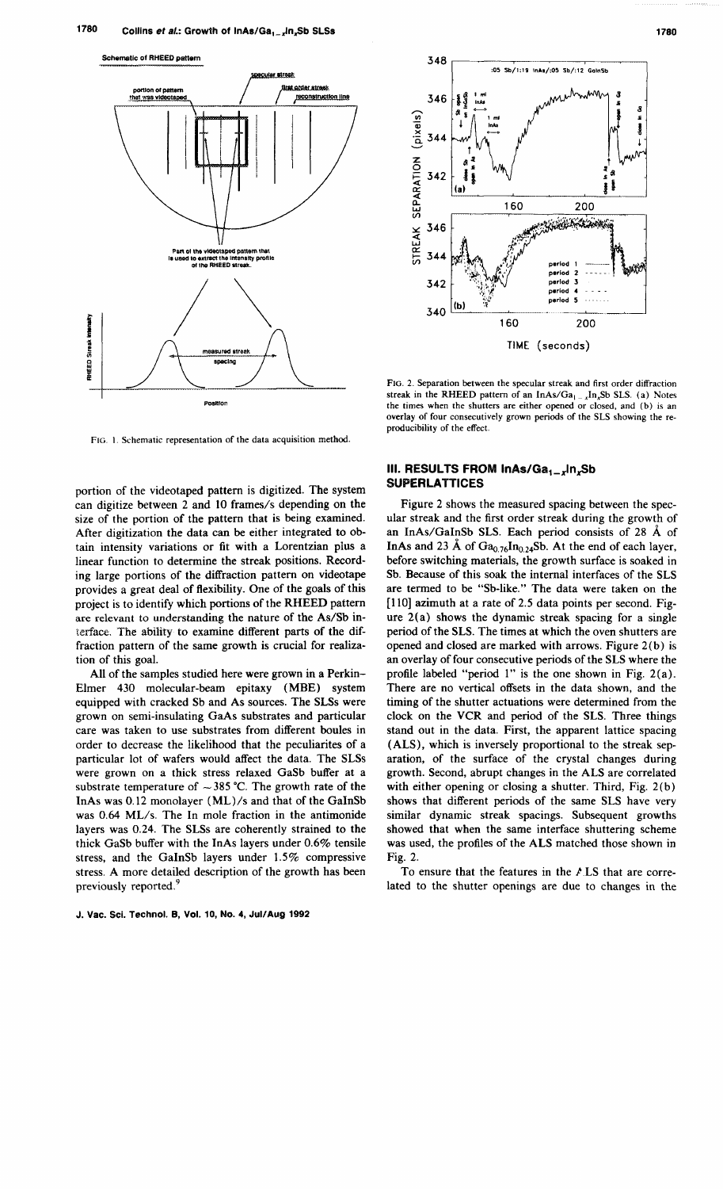Schematic of RHEED pattern

specular streak

first order streak

portion of pattern that was videotaped

reconstruction line

Part of the videotaped pattern that is used to extract the intensity profile of the RHEED streak.

RHEED Streak Intensity

measured streak spacing

Position

FIG. 1. Schematic representation of the data acquisition method.

348

:05 Sb/1:19 InAs/:05 Sb/:12 GaInSb

346

344

342

(a)

160

200

346

344

342

340

(b)

period 1

period 2

period 3

period 4

period 5

160

200

STREAK SEPARATION (pixels)

TIME (seconds)

FIG. 2. Separation between the specular streak and first order diffraction streak in the RHEED pattern of an InAs/$Ga_{1-x}In_xSb$ SLS. (a) Notes the times when the shutters are either opened or closed, and (b) is an overlay of four consecutively grown periods of the SLS showing the reproducibility of the effect.

portion of the videotaped pattern is digitized. The system can digitize between 2 and 10 frames/s depending on the size of the portion of the pattern that is being examined. After digitization the data can be either integrated to obtain intensity variations or fit with a Lorentzian plus a linear function to determine the streak positions. Recording large portions of the diffraction pattern on videotape provides a great deal of flexibility. One of the goals of this project is to identify which portions of the RHEED pattern are relevant to understanding the nature of the As/Sb interface. The ability to examine different parts of the diffraction pattern of the same growth is crucial for realization of this goal.

All of the samples studied here were grown in a Perkin–Elmer 430 molecular-beam epitaxy (MBE) system equipped with cracked Sb and As sources. The SLSs were grown on semi-insulating GaAs substrates and particular care was taken to use substrates from different boules in order to decrease the likelihood that the peculiarites of a particular lot of wafers would affect the data. The SLSs were grown on a thick stress relaxed GaSb buffer at a substrate temperature of ~385 °C. The growth rate of the InAs was 0.12 monolayer (ML)/s and that of the GaInSb was 0.64 ML/s. The In mole fraction in the antimonide layers was 0.24. The SLSs are coherently strained to the thick GaSb buffer with the InAs layers under 0.6% tensile stress, and the GaInSb layers under 1.5% compressive stress. A more detailed description of the growth has been previously reported.[9]

## III. RESULTS FROM InAs/$Ga_{1-x}In_xSb$ SUPERLATTICES

Figure 2 shows the measured spacing between the specular streak and the first order streak during the growth of an InAs/GaInSb SLS. Each period consists of 28 Å of InAs and 23 Å of $Ga_{0.76}In_{0.24}Sb$. At the end of each layer, before switching materials, the growth surface is soaked in Sb. Because of this soak the internal interfaces of the SLS are termed to be "Sb-like." The data were taken on the [110] azimuth at a rate of 2.5 data points per second. Figure 2(a) shows the dynamic streak spacing for a single period of the SLS. The times at which the oven shutters are opened and closed are marked with arrows. Figure 2(b) is an overlay of four consecutive periods of the SLS where the profile labeled "period 1" is the one shown in Fig. 2(a). There are no vertical offsets in the data shown, and the timing of the shutter actuations were determined from the clock on the VCR and period of the SLS. Three things stand out in the data. First, the apparent lattice spacing (ALS), which is inversely proportional to the streak separation, of the surface of the crystal changes during growth. Second, abrupt changes in the ALS are correlated with either opening or closing a shutter. Third, Fig. 2(b) shows that different periods of the same SLS have very similar dynamic streak spacings. Subsequent growths showed that when the same interface shuttering scheme was used, the profiles of the ALS matched those shown in Fig. 2.

To ensure that the features in the ALS that are correlated to the shutter openings are due to changes in the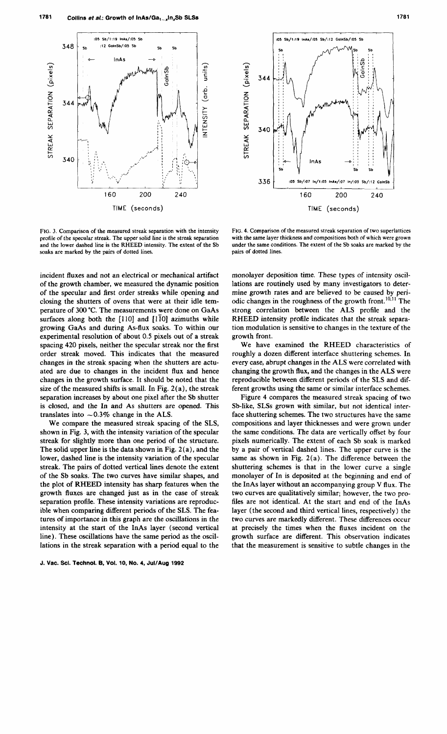:05 Sb/1:19 InAs/:05 Sb

:12 GaInSb/:05 Sb

348

344

340

Sb

InAs

GaInSb

Sb Sb

STREAK SEPARATION (pixels)

INTENSITY (arb. units)

160 200 240

TIME (seconds)

FIG. 3. Comparison of the measured streak separation with the intensity profile of the specular streak. The upper solid line is the streak separation and the lower dashed line is the RHEED intensity. The extent of the Sb soaks are marked by the pairs of dotted lines.

:05 Sb/1:19 InAs/:05 Sb/:12 GaInSb/:05 Sb

344

340

336

Sb

Sb Sb

GaInSb

InAs

Sb

Sb Sb

:05 Sb/:07 In/1:05 InAs/:07 In/:05 Sb/:12 GaInSb

STREAK SEPARATION (pixels)

160 200 240

TIME (seconds)

FIG. 4. Comparison of the measured streak separation of two superlattices with the same layer thickness and compositions both of which were grown under the same conditions. The extent of the Sb soaks are marked by the pairs of dotted lines.

incident fluxes and not an electrical or mechanical artifact of the growth chamber, we measured the dynamic position of the specular and first order streaks while opening and closing the shutters of ovens that were at their idle temperature of 300 °C. The measurements were done on GaAs surfaces along both the [110] and [$1\bar{1}0$] azimuths while growing GaAs and during As-flux soaks. To within our experimental resolution of about 0.5 pixels out of a streak spacing 420 pixels, neither the specular streak nor the first order streak moved. This indicates that the measured changes in the streak spacing when the shutters are actuated are due to changes in the incident flux and hence changes in the growth surface. It should be noted that the size of the measured shifts is small. In Fig. 2(a), the streak separation increases by about one pixel after the Sb shutter is closed, and the In and As shutters are opened. This translates into ~0.3% change in the ALS.

We compare the measured streak spacing of the SLS, shown in Fig. 3, with the intensity variation of the specular streak for slightly more than one period of the structure. The solid upper line is the data shown in Fig. 2(a), and the lower, dashed line is the intensity variation of the specular streak. The pairs of dotted vertical lines denote the extent of the Sb soaks. The two curves have similar shapes, and the plot of RHEED intensity has sharp features when the growth fluxes are changed just as in the case of streak separation profile. These intensity variations are reproducible when comparing different periods of the SLS. The features of importance in this graph are the oscillations in the intensity at the start of the InAs layer (second vertical line). These oscillations have the same period as the oscillations in the streak separation with a period equal to the monolayer deposition time. These types of intensity oscillations are routinely used by many investigators to determine growth rates and are believed to be caused by periodic changes in the roughness of the growth front.[10,11] The strong correlation between the ALS profile and the RHEED intensity profile indicates that the streak separation modulation is sensitive to changes in the texture of the growth front.

We have examined the RHEED characteristics of roughly a dozen different interface shuttering schemes. In every case, abrupt changes in the ALS were correlated with changing the growth flux, and the changes in the ALS were reproducible between different periods of the SLS and different growths using the same or similar interface schemes.

Figure 4 compares the measured streak spacing of two Sb-like, SLSs grown with similar, but not identical interface shuttering schemes. The two structures have the same compositions and layer thicknesses and were grown under the same conditions. The data are vertically offset by four pixels numerically. The extent of each Sb soak is marked by a pair of vertical dashed lines. The upper curve is the same as shown in Fig. 2(a). The difference between the shuttering schemes is that in the lower curve a single monolayer of In is deposited at the beginning and end of the InAs layer without an accompanying group V flux. The two curves are qualitatively similar; however, the two profiles are not identical. At the start and end of the InAs layer (the second and third vertical lines, respectively) the two curves are markedly different. These differences occur at precisely the times when the fluxes incident on the growth surface are different. This observation indicates that the measurement is sensitive to subtle changes in the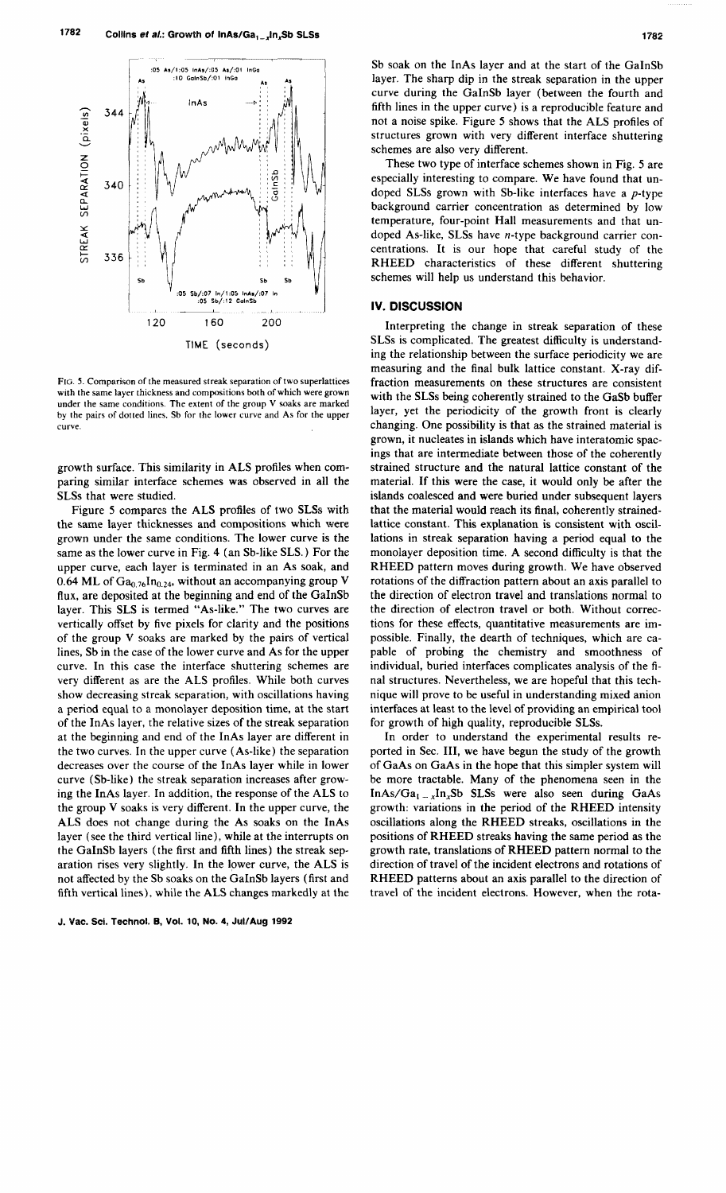:05 As/1:05 InAs/:05 As/:01 InGa
:10 GaInSb/:01 InGa

As As As

InAs

GaInSb

STREAK SEPARATION (pixels)

344

340

336

Sb Sb Sb

:05 Sb/:07 In/1:05 InAs/:07 In
:05 Sb/:12 GaInSb

120 160 200

TIME (seconds)

FIG. 5. Comparison of the measured streak separation of two superlattices with the same layer thickness and compositions both of which were grown under the same conditions. The extent of the group V soaks are marked by the pairs of dotted lines, Sb for the lower curve and As for the upper curve.

growth surface. This similarity in ALS profiles when comparing similar interface schemes was observed in all the SLSs that were studied.

Figure 5 compares the ALS profiles of two SLSs with the same layer thicknesses and compositions which were grown under the same conditions. The lower curve is the same as the lower curve in Fig. 4 (an Sb-like SLS.) For the upper curve, each layer is terminated in an As soak, and 0.64 ML of $Ga_{0.76}In_{0.24}$, without an accompanying group V flux, are deposited at the beginning and end of the GaInSb layer. This SLS is termed "As-like." The two curves are vertically offset by five pixels for clarity and the positions of the group V soaks are marked by the pairs of vertical lines, Sb in the case of the lower curve and As for the upper curve. In this case the interface shuttering schemes are very different as are the ALS profiles. While both curves show decreasing streak separation, with oscillations having a period equal to a monolayer deposition time, at the start of the InAs layer, the relative sizes of the streak separation at the beginning and end of the InAs layer are different in the two curves. In the upper curve (As-like) the separation decreases over the course of the InAs layer while in lower curve (Sb-like) the streak separation increases after growing the InAs layer. In addition, the response of the ALS to the group V soaks is very different. In the upper curve, the ALS does not change during the As soaks on the InAs layer (see the third vertical line), while at the interrupts on the GaInSb layers (the first and fifth lines) the streak separation rises very slightly. In the lower curve, the ALS is not affected by the Sb soaks on the GaInSb layers (first and fifth vertical lines), while the ALS changes markedly at the Sb soak on the InAs layer and at the start of the GaInSb layer. The sharp dip in the streak separation in the upper curve during the GaInSb layer (between the fourth and fifth lines in the upper curve) is a reproducible feature and not a noise spike. Figure 5 shows that the ALS profiles of structures grown with very different interface shuttering schemes are also very different.

These two type of interface schemes shown in Fig. 5 are especially interesting to compare. We have found that undoped SLSs grown with Sb-like interfaces have a *p*-type background carrier concentration as determined by low temperature, four-point Hall measurements and that undoped As-like, SLSs have *n*-type background carrier concentrations. It is our hope that careful study of the RHEED characteristics of these different shuttering schemes will help us understand this behavior.

## IV. DISCUSSION

Interpreting the change in streak separation of these SLSs is complicated. The greatest difficulty is understanding the relationship between the surface periodicity we are measuring and the final bulk lattice constant. X-ray diffraction measurements on these structures are consistent with the SLSs being coherently strained to the GaSb buffer layer, yet the periodicity of the growth front is clearly changing. One possibility is that as the strained material is grown, it nucleates in islands which have interatomic spacings that are intermediate between those of the coherently strained structure and the natural lattice constant of the material. If this were the case, it would only be after the islands coalesced and were buried under subsequent layers that the material would reach its final, coherently strained-lattice constant. This explanation is consistent with oscillations in streak separation having a period equal to the monolayer deposition time. A second difficulty is that the RHEED pattern moves during growth. We have observed rotations of the diffraction pattern about an axis parallel to the direction of electron travel and translations normal to the direction of electron travel or both. Without corrections for these effects, quantitative measurements are impossible. Finally, the dearth of techniques, which are capable of probing the chemistry and smoothness of individual, buried interfaces complicates analysis of the final structures. Nevertheless, we are hopeful that this technique will prove to be useful in understanding mixed anion interfaces at least to the level of providing an empirical tool for growth of high quality, reproducible SLSs.

In order to understand the experimental results reported in Sec. III, we have begun the study of the growth of GaAs on GaAs in the hope that this simpler system will be more tractable. Many of the phenomena seen in the $InAs/Ga_{1-x}In_xSb$ SLSs were also seen during GaAs growth: variations in the period of the RHEED intensity oscillations along the RHEED streaks, oscillations in the positions of RHEED streaks having the same period as the growth rate, translations of RHEED pattern normal to the direction of travel of the incident electrons and rotations of RHEED patterns about an axis parallel to the direction of travel of the incident electrons. However, when the rota-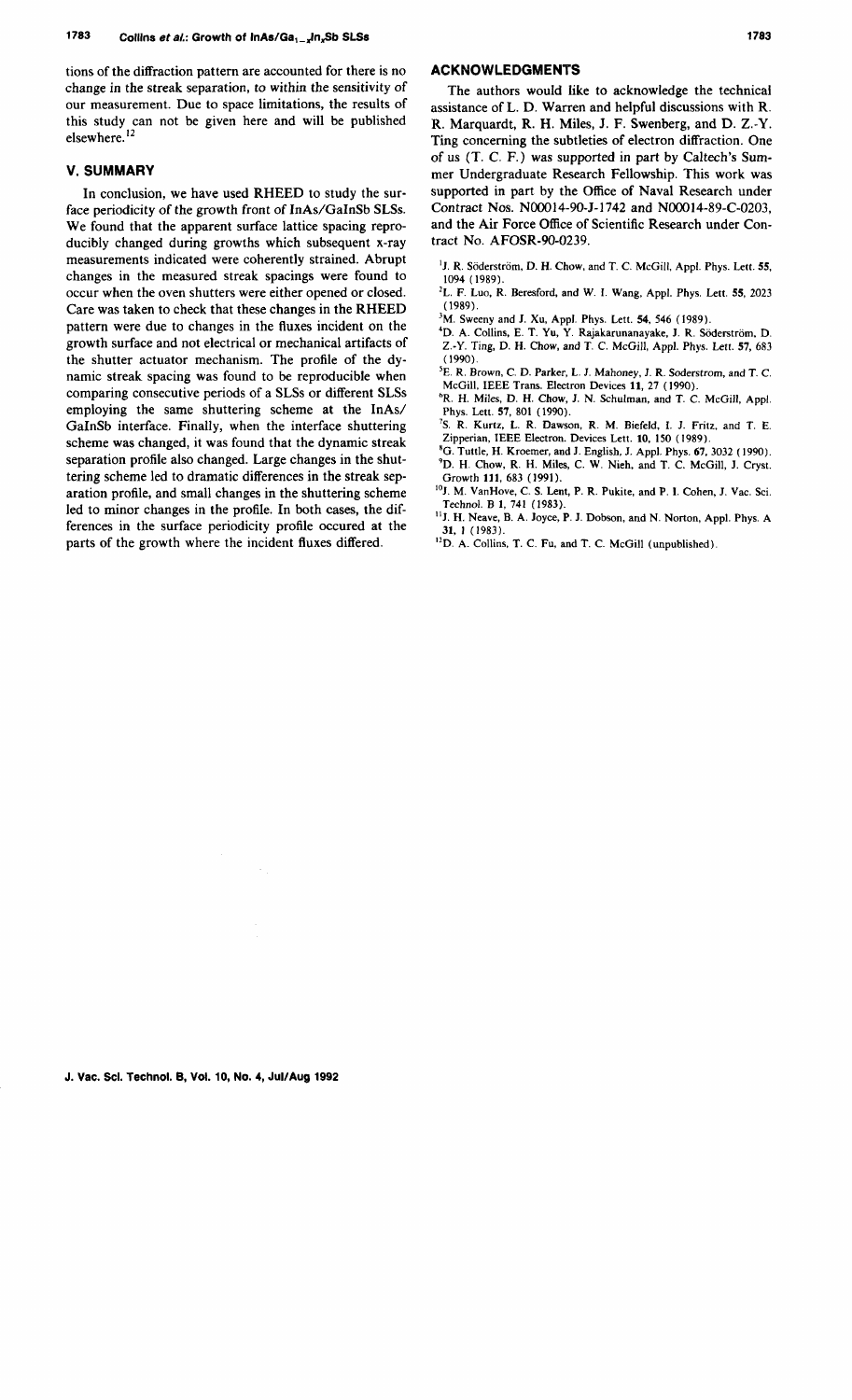tions of the diffraction pattern are accounted for there is no change in the streak separation, to within the sensitivity of our measurement. Due to space limitations, the results of this study can not be given here and will be published elsewhere.[12]

## V. SUMMARY

In conclusion, we have used RHEED to study the surface periodicity of the growth front of InAs/GaInSb SLSs. We found that the apparent surface lattice spacing reproducibly changed during growths which subsequent x-ray measurements indicated were coherently strained. Abrupt changes in the measured streak spacings were found to occur when the oven shutters were either opened or closed. Care was taken to check that these changes in the RHEED pattern were due to changes in the fluxes incident on the growth surface and not electrical or mechanical artifacts of the shutter actuator mechanism. The profile of the dynamic streak spacing was found to be reproducible when comparing consecutive periods of a SLSs or different SLSs employing the same shuttering scheme at the InAs/GaInSb interface. Finally, when the interface shuttering scheme was changed, it was found that the dynamic streak separation profile also changed. Large changes in the shuttering scheme led to dramatic differences in the streak separation profile, and small changes in the shuttering scheme led to minor changes in the profile. In both cases, the differences in the surface periodicity profile occured at the parts of the growth where the incident fluxes differed.

## ACKNOWLEDGMENTS

The authors would like to acknowledge the technical assistance of L. D. Warren and helpful discussions with R. R. Marquardt, R. H. Miles, J. F. Swenberg, and D. Z.-Y. Ting concerning the subtleties of electron diffraction. One of us (T. C. F.) was supported in part by Caltech's Summer Undergraduate Research Fellowship. This work was supported in part by the Office of Naval Research under Contract Nos. N00014-90-J-1742 and N00014-89-C-0203, and the Air Force Office of Scientific Research under Contract No. AFOSR-90-0239.

[1] J. R. Söderström, D. H. Chow, and T. C. McGill, Appl. Phys. Lett. **55**, 1094 (1989).

[2] L. F. Luo, R. Beresford, and W. I. Wang, Appl. Phys. Lett. **55**, 2023 (1989).

[3] M. Sweeny and J. Xu, Appl. Phys. Lett. **54**, 546 (1989).

[4] D. A. Collins, E. T. Yu, Y. Rajakarunanayake, J. R. Söderström, D. Z.-Y. Ting, D. H. Chow, and T. C. McGill, Appl. Phys. Lett. **57**, 683 (1990).

[5] E. R. Brown, C. D. Parker, L. J. Mahoney, J. R. Soderstrom, and T. C. McGill, IEEE Trans. Electron Devices **11**, 27 (1990).

[6] R. H. Miles, D. H. Chow, J. N. Schulman, and T. C. McGill, Appl. Phys. Lett. **57**, 801 (1990).

[7] S. R. Kurtz, L. R. Dawson, R. M. Biefeld, I. J. Fritz, and T. E. Zipperian, IEEE Electron. Devices Lett. **10**, 150 (1989).

[8] G. Tuttle, H. Kroemer, and J. English, J. Appl. Phys. **67**, 3032 (1990).

[9] D. H. Chow, R. H. Miles, C. W. Nieh, and T. C. McGill, J. Cryst. Growth **111**, 683 (1991).

[10] J. M. VanHove, C. S. Lent, P. R. Pukite, and P. I. Cohen, J. Vac. Sci. Technol. B **1**, 741 (1983).

[11] J. H. Neave, B. A. Joyce, P. J. Dobson, and N. Norton, Appl. Phys. A **31**, 1 (1983).

[12] D. A. Collins, T. C. Fu, and T. C. McGill (unpublished).